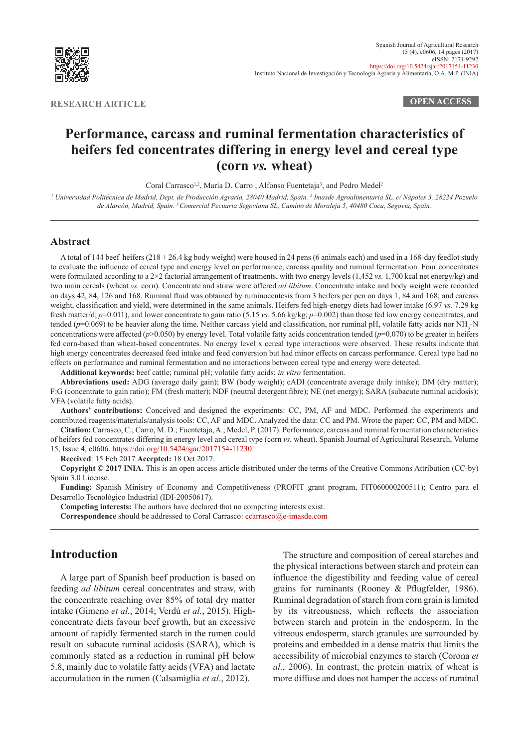RESEARCH ARTICLE

OPEN ACCESS

# Performance, carcass and ruminal fermentation characteristics of heifers fed concentrates differing in energy level and cereal type (corn *vs.* wheat)

Coral Carrasco[1,2], María D. Carro[1], Alfonso Fuentetaja[3], and Pedro Medel[2]

[1] *Universidad Politécnica de Madrid, Dept. de Producción Agraria, 28040 Madrid, Spain.* [2] *Imasde Agroalimentaria SL, c/ Nápoles 3, 28224 Pozuelo de Alarcón, Madrid, Spain.* [3] *Comercial Pecuaria Segoviana SL, Camino de Moraleja 5, 40480 Coca, Segovia, Spain.*

## Abstract

A total of 144 beef heifers (218 ± 26.4 kg body weight) were housed in 24 pens (6 animals each) and used in a 168-day feedlot study to evaluate the influence of cereal type and energy level on performance, carcass quality and ruminal fermentation. Four concentrates were formulated according to a 2×2 factorial arrangement of treatments, with two energy levels (1,452 *vs.* 1,700 kcal net energy/kg) and two main cereals (wheat *vs.* corn). Concentrate and straw were offered *ad libitum*. Concentrate intake and body weight were recorded on days 42, 84, 126 and 168. Ruminal fluid was obtained by ruminocentesis from 3 heifers per pen on days 1, 84 and 168; and carcass weight, classification and yield, were determined in the same animals. Heifers fed high-energy diets had lower intake (6.97 *vs.* 7.29 kg fresh matter/d; $p$=0.011), and lower concentrate to gain ratio (5.15 *vs.* 5.66 kg/kg; $p$=0.002) than those fed low energy concentrates, and tended ($p$=0.069) to be heavier along the time. Neither carcass yield and classification, nor ruminal pH, volatile fatty acids nor $NH_3$-N concentrations were affected ($p$>0.050) by energy level. Total volatile fatty acids concentration tended ($p$=0.070) to be greater in heifers fed corn-based than wheat-based concentrates. No energy level x cereal type interactions were observed. These results indicate that high energy concentrates decreased feed intake and feed conversion but had minor effects on carcass performance. Cereal type had no effects on performance and ruminal fermentation and no interactions between cereal type and energy were detected.

**Additional keywords:** beef cattle; ruminal pH; volatile fatty acids; *in vitro* fermentation.

**Abbreviations used:** ADG (average daily gain); BW (body weight); cADI (concentrate average daily intake); DM (dry matter); F:G (concentrate to gain ratio); FM (fresh matter); NDF (neutral detergent fibre); NE (net energy); SARA (subacute ruminal acidosis); VFA (volatile fatty acids).

**Authors' contributions:** Conceived and designed the experiments: CC, PM, AF and MDC. Performed the experiments and contributed reagents/materials/analysis tools: CC, AF and MDC. Analyzed the data: CC and PM. Wrote the paper: CC, PM and MDC.

**Citation:** Carrasco, C.; Carro, M. D.; Fuentetaja, A.; Medel, P. (2017). Performance, carcass and ruminal fermentation characteristics of heifers fed concentrates differing in energy level and cereal type (corn *vs.* wheat). Spanish Journal of Agricultural Research, Volume 15, Issue 4, e0606. https://doi.org/10.5424/sjar/2017154-11230.

**Received**: 15 Feb 2017 **Accepted:** 18 Oct 2017.

**Copyright © 2017 INIA.** This is an open access article distributed under the terms of the Creative Commons Attribution (CC-by) Spain 3.0 License.

**Funding:** Spanish Ministry of Economy and Competitiveness (PROFIT grant program, FIT060000200511); Centro para el Desarrollo Tecnológico Industrial (IDI-20050617).

**Competing interests:** The authors have declared that no competing interests exist.

**Correspondence** should be addressed to Coral Carrasco: ccarrasco@e-imasde.com

## Introduction

A large part of Spanish beef production is based on feeding *ad libitum* cereal concentrates and straw, with the concentrate reaching over 85% of total dry matter intake (Gimeno *et al.*, 2014; Verdú *et al.*, 2015). High-concentrate diets favour beef growth, but an excessive amount of rapidly fermented starch in the rumen could result on subacute ruminal acidosis (SARA), which is commonly stated as a reduction in ruminal pH below 5.8, mainly due to volatile fatty acids (VFA) and lactate accumulation in the rumen (Calsamiglia *et al.*, 2012).

The structure and composition of cereal starches and the physical interactions between starch and protein can influence the digestibility and feeding value of cereal grains for ruminants (Rooney & Pflugfelder, 1986). Ruminal degradation of starch from corn grain is limited by its vitreousness, which reflects the association between starch and protein in the endosperm. In the vitreous endosperm, starch granules are surrounded by proteins and embedded in a dense matrix that limits the accessibility of microbial enzymes to starch (Corona *et al.*, 2006). In contrast, the protein matrix of wheat is more diffuse and does not hamper the access of ruminal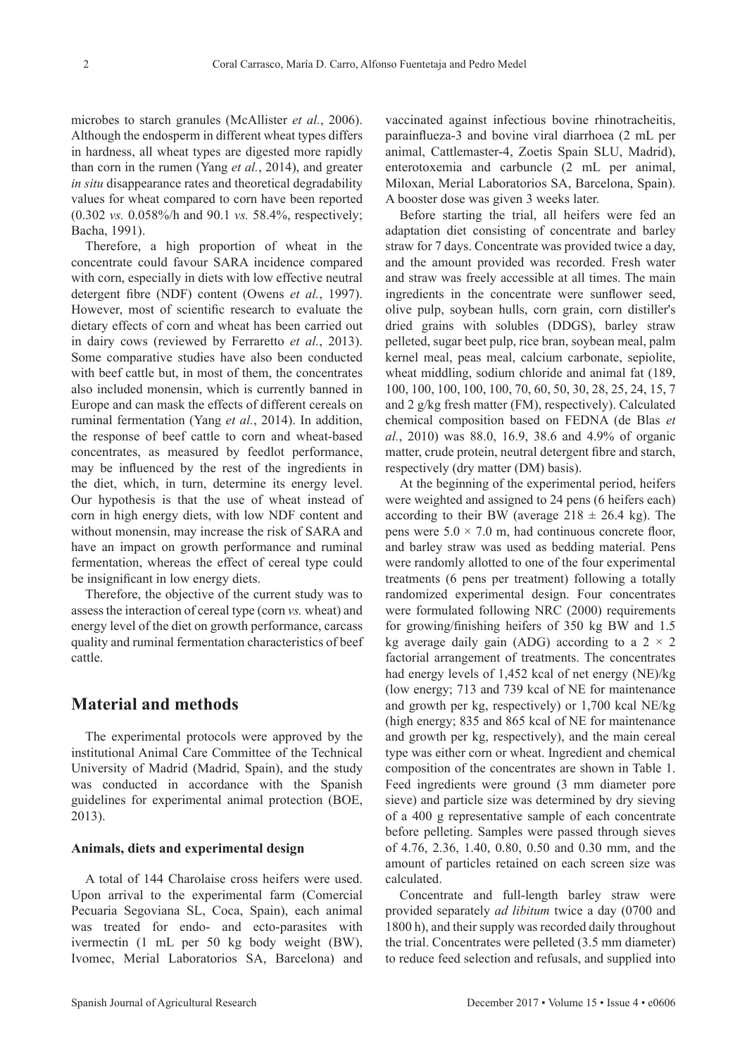microbes to starch granules (McAllister *et al.*, 2006). Although the endosperm in different wheat types differs in hardness, all wheat types are digested more rapidly than corn in the rumen (Yang *et al.*, 2014), and greater *in situ* disappearance rates and theoretical degradability values for wheat compared to corn have been reported (0.302 *vs.* 0.058%/h and 90.1 *vs.* 58.4%, respectively; Bacha, 1991).

Therefore, a high proportion of wheat in the concentrate could favour SARA incidence compared with corn, especially in diets with low effective neutral detergent fibre (NDF) content (Owens *et al.*, 1997). However, most of scientific research to evaluate the dietary effects of corn and wheat has been carried out in dairy cows (reviewed by Ferraretto *et al.*, 2013). Some comparative studies have also been conducted with beef cattle but, in most of them, the concentrates also included monensin, which is currently banned in Europe and can mask the effects of different cereals on ruminal fermentation (Yang *et al.*, 2014). In addition, the response of beef cattle to corn and wheat-based concentrates, as measured by feedlot performance, may be influenced by the rest of the ingredients in the diet, which, in turn, determine its energy level. Our hypothesis is that the use of wheat instead of corn in high energy diets, with low NDF content and without monensin, may increase the risk of SARA and have an impact on growth performance and ruminal fermentation, whereas the effect of cereal type could be insignificant in low energy diets.

Therefore, the objective of the current study was to assess the interaction of cereal type (corn *vs.* wheat) and energy level of the diet on growth performance, carcass quality and ruminal fermentation characteristics of beef cattle.

## Material and methods

The experimental protocols were approved by the institutional Animal Care Committee of the Technical University of Madrid (Madrid, Spain), and the study was conducted in accordance with the Spanish guidelines for experimental animal protection (BOE, 2013).

### Animals, diets and experimental design

A total of 144 Charolaise cross heifers were used. Upon arrival to the experimental farm (Comercial Pecuaria Segoviana SL, Coca, Spain), each animal was treated for endo- and ecto-parasites with ivermectin (1 mL per 50 kg body weight (BW), Ivomec, Merial Laboratorios SA, Barcelona) and vaccinated against infectious bovine rhinotracheitis, parainflueza-3 and bovine viral diarrhoea (2 mL per animal, Cattlemaster-4, Zoetis Spain SLU, Madrid), enterotoxemia and carbuncle (2 mL per animal, Miloxan, Merial Laboratorios SA, Barcelona, Spain). A booster dose was given 3 weeks later.

Before starting the trial, all heifers were fed an adaptation diet consisting of concentrate and barley straw for 7 days. Concentrate was provided twice a day, and the amount provided was recorded. Fresh water and straw was freely accessible at all times. The main ingredients in the concentrate were sunflower seed, olive pulp, soybean hulls, corn grain, corn distiller's dried grains with solubles (DDGS), barley straw pelleted, sugar beet pulp, rice bran, soybean meal, palm kernel meal, peas meal, calcium carbonate, sepiolite, wheat middling, sodium chloride and animal fat (189, 100, 100, 100, 100, 100, 70, 60, 50, 30, 28, 25, 24, 15, 7 and 2 g/kg fresh matter (FM), respectively). Calculated chemical composition based on FEDNA (de Blas *et al.*, 2010) was 88.0, 16.9, 38.6 and 4.9% of organic matter, crude protein, neutral detergent fibre and starch, respectively (dry matter (DM) basis).

At the beginning of the experimental period, heifers were weighted and assigned to 24 pens (6 heifers each) according to their BW (average 218 ± 26.4 kg). The pens were 5.0 × 7.0 m, had continuous concrete floor, and barley straw was used as bedding material. Pens were randomly allotted to one of the four experimental treatments (6 pens per treatment) following a totally randomized experimental design. Four concentrates were formulated following NRC (2000) requirements for growing/finishing heifers of 350 kg BW and 1.5 kg average daily gain (ADG) according to a 2 × 2 factorial arrangement of treatments. The concentrates had energy levels of 1,452 kcal of net energy (NE)/kg (low energy; 713 and 739 kcal of NE for maintenance and growth per kg, respectively) or 1,700 kcal NE/kg (high energy; 835 and 865 kcal of NE for maintenance and growth per kg, respectively), and the main cereal type was either corn or wheat. Ingredient and chemical composition of the concentrates are shown in Table 1. Feed ingredients were ground (3 mm diameter pore sieve) and particle size was determined by dry sieving of a 400 g representative sample of each concentrate before pelleting. Samples were passed through sieves of 4.76, 2.36, 1.40, 0.80, 0.50 and 0.30 mm, and the amount of particles retained on each screen size was calculated.

Concentrate and full-length barley straw were provided separately *ad libitum* twice a day (0700 and 1800 h), and their supply was recorded daily throughout the trial. Concentrates were pelleted (3.5 mm diameter) to reduce feed selection and refusals, and supplied into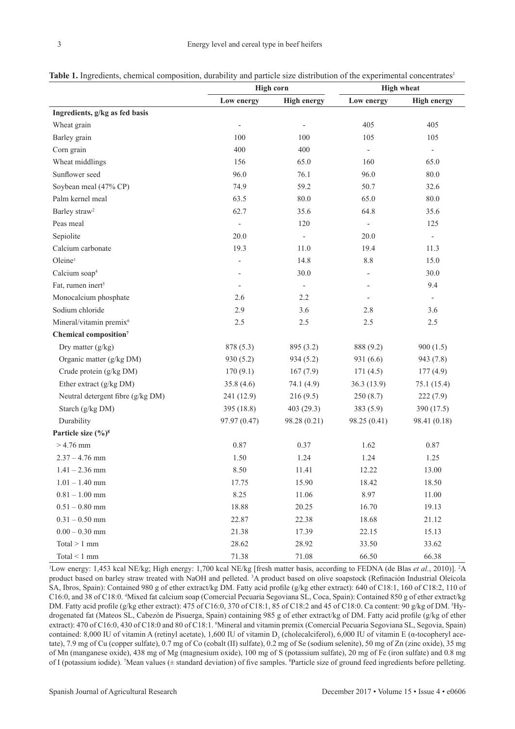**Table 1.** Ingredients, chemical composition, durability and particle size distribution of the experimental concentrates[1]

| | High corn | | High wheat | |
|---|---|---|---|---|
| | Low energy | High energy | Low energy | High energy |
| **Ingredients, g/kg as fed basis** | | | | |
| Wheat grain | - | - | 405 | 405 |
| Barley grain | 100 | 100 | 105 | 105 |
| Corn grain | 400 | 400 | - | - |
| Wheat middlings | 156 | 65.0 | 160 | 65.0 |
| Sunflower seed | 96.0 | 76.1 | 96.0 | 80.0 |
| Soybean meal (47% CP) | 74.9 | 59.2 | 50.7 | 32.6 |
| Palm kernel meal | 63.5 | 80.0 | 65.0 | 80.0 |
| Barley straw[2] | 62.7 | 35.6 | 64.8 | 35.6 |
| Peas meal | - | 120 | - | 125 |
| Sepiolite | 20.0 | - | 20.0 | - |
| Calcium carbonate | 19.3 | 11.0 | 19.4 | 11.3 |
| Oleine[3] | - | 14.8 | 8.8 | 15.0 |
| Calcium soap[4] | - | 30.0 | - | 30.0 |
| Fat, rumen inert[5] | - | - | - | 9.4 |
| Monocalcium phosphate | 2.6 | 2.2 | - | - |
| Sodium chloride | 2.9 | 3.6 | 2.8 | 3.6 |
| Mineral/vitamin premix[6] | 2.5 | 2.5 | 2.5 | 2.5 |
| **Chemical composition[7]** | | | | |
| Dry matter (g/kg) | 878 (5.3) | 895 (3.2) | 888 (9.2) | 900 (1.5) |
| Organic matter (g/kg DM) | 930 (5.2) | 934 (5.2) | 931 (6.6) | 943 (7.8) |
| Crude protein (g/kg DM) | 170 (9.1) | 167 (7.9) | 171 (4.5) | 177 (4.9) |
| Ether extract (g/kg DM) | 35.8 (4.6) | 74.1 (4.9) | 36.3 (13.9) | 75.1 (15.4) |
| Neutral detergent fibre (g/kg DM) | 241 (12.9) | 216 (9.5) | 250 (8.7) | 222 (7.9) |
| Starch (g/kg DM) | 395 (18.8) | 403 (29.3) | 383 (5.9) | 390 (17.5) |
| Durability | 97.97 (0.47) | 98.28 (0.21) | 98.25 (0.41) | 98.41 (0.18) |
| **Particle size (%)[8]** | | | | |
| > 4.76 mm | 0.87 | 0.37 | 1.62 | 0.87 |
| 2.37 – 4.76 mm | 1.50 | 1.24 | 1.24 | 1.25 |
| 1.41 – 2.36 mm | 8.50 | 11.41 | 12.22 | 13.00 |
| 1.01 – 1.40 mm | 17.75 | 15.90 | 18.42 | 18.50 |
| 0.81 – 1.00 mm | 8.25 | 11.06 | 8.97 | 11.00 |
| 0.51 – 0.80 mm | 18.88 | 20.25 | 16.70 | 19.13 |
| 0.31 – 0.50 mm | 22.87 | 22.38 | 18.68 | 21.12 |
| 0.00 – 0.30 mm | 21.38 | 17.39 | 22.15 | 15.13 |
| Total > 1 mm | 28.62 | 28.92 | 33.50 | 33.62 |
| Total < 1 mm | 71.38 | 71.08 | 66.50 | 66.38 |

[1]Low energy: 1,453 kcal NE/kg; High energy: 1,700 kcal NE/kg [fresh matter basis, according to FEDNA (de Blas *et al.*, 2010)]. [2]A product based on barley straw treated with NaOH and pelleted. [3]A product based on olive soapstock (Refinación Industrial Oleícola SA, Ibros, Spain): Contained 980 g of ether extract/kg DM. Fatty acid profile (g/kg ether extract): 640 of C18:1, 160 of C18:2, 110 of C16:0, and 38 of C18:0. [4]Mixed fat calcium soap (Comercial Pecuaria Segoviana SL, Coca, Spain): Contained 850 g of ether extract/kg DM. Fatty acid profile (g/kg ether extract): 475 of C16:0, 370 of C18:1, 85 of C18:2 and 45 of C18:0. Ca content: 90 g/kg of DM. [5]Hydrogenated fat (Mateos SL, Cabezón de Pisuerga, Spain) containing 985 g of ether extract/kg of DM. Fatty acid profile (g/kg of ether extract): 470 of C16:0, 430 of C18:0 and 80 of C18:1. [6]Mineral and vitamin premix (Comercial Pecuaria Segoviana SL, Segovia, Spain) contained: 8,000 IU of vitamin A (retinyl acetate), 1,600 IU of vitamin $D_3$ (cholecalciferol), 6,000 IU of vitamin E (α-tocopheryl acetate), 7.9 mg of Cu (copper sulfate), 0.7 mg of Co (cobalt (II) sulfate), 0.2 mg of Se (sodium selenite), 50 mg of Zn (zinc oxide), 35 mg of Mn (manganese oxide), 438 mg of Mg (magnesium oxide), 100 mg of S (potassium sulfate), 20 mg of Fe (iron sulfate) and 0.8 mg of I (potassium iodide). [7]Mean values (± standard deviation) of five samples. [8]Particle size of ground feed ingredients before pelleting.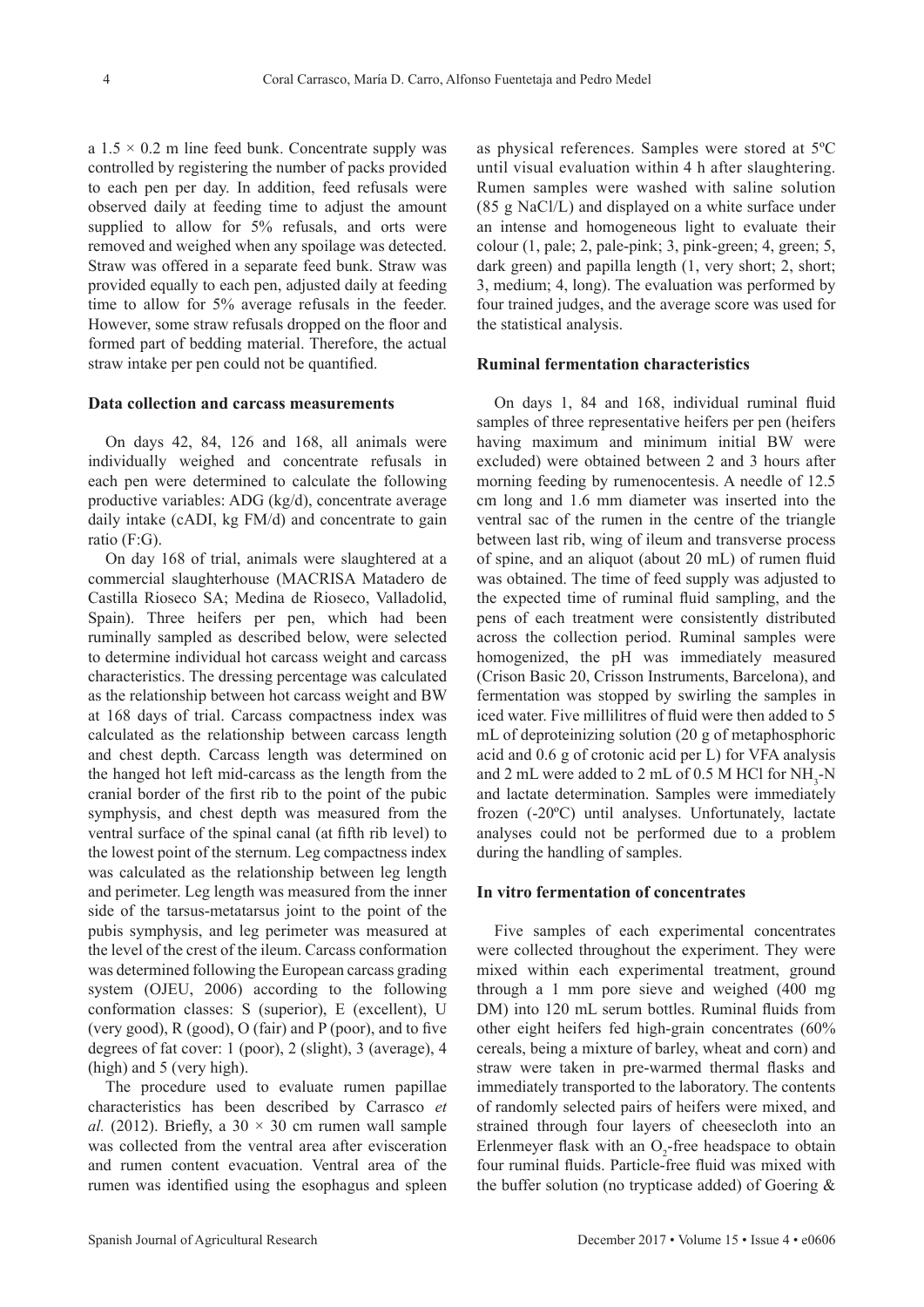a $1.5 \times 0.2$ m line feed bunk. Concentrate supply was controlled by registering the number of packs provided to each pen per day. In addition, feed refusals were observed daily at feeding time to adjust the amount supplied to allow for 5% refusals, and orts were removed and weighed when any spoilage was detected. Straw was offered in a separate feed bunk. Straw was provided equally to each pen, adjusted daily at feeding time to allow for 5% average refusals in the feeder. However, some straw refusals dropped on the floor and formed part of bedding material. Therefore, the actual straw intake per pen could not be quantified.

### Data collection and carcass measurements

On days 42, 84, 126 and 168, all animals were individually weighed and concentrate refusals in each pen were determined to calculate the following productive variables: ADG (kg/d), concentrate average daily intake (cADI, kg FM/d) and concentrate to gain ratio (F:G).

On day 168 of trial, animals were slaughtered at a commercial slaughterhouse (MACRISA Matadero de Castilla Rioseco SA; Medina de Rioseco, Valladolid, Spain). Three heifers per pen, which had been ruminally sampled as described below, were selected to determine individual hot carcass weight and carcass characteristics. The dressing percentage was calculated as the relationship between hot carcass weight and BW at 168 days of trial. Carcass compactness index was calculated as the relationship between carcass length and chest depth. Carcass length was determined on the hanged hot left mid-carcass as the length from the cranial border of the first rib to the point of the pubic symphysis, and chest depth was measured from the ventral surface of the spinal canal (at fifth rib level) to the lowest point of the sternum. Leg compactness index was calculated as the relationship between leg length and perimeter. Leg length was measured from the inner side of the tarsus-metatarsus joint to the point of the pubis symphysis, and leg perimeter was measured at the level of the crest of the ileum. Carcass conformation was determined following the European carcass grading system (OJEU, 2006) according to the following conformation classes: S (superior), E (excellent), U (very good), R (good), O (fair) and P (poor), and to five degrees of fat cover: 1 (poor), 2 (slight), 3 (average), 4 (high) and 5 (very high).

The procedure used to evaluate rumen papillae characteristics has been described by Carrasco *et al.* (2012). Briefly, a $30 \times 30$ cm rumen wall sample was collected from the ventral area after evisceration and rumen content evacuation. Ventral area of the rumen was identified using the esophagus and spleen as physical references. Samples were stored at 5ºC until visual evaluation within 4 h after slaughtering. Rumen samples were washed with saline solution (85 g NaCl/L) and displayed on a white surface under an intense and homogeneous light to evaluate their colour (1, pale; 2, pale-pink; 3, pink-green; 4, green; 5, dark green) and papilla length (1, very short; 2, short; 3, medium; 4, long). The evaluation was performed by four trained judges, and the average score was used for the statistical analysis.

### Ruminal fermentation characteristics

On days 1, 84 and 168, individual ruminal fluid samples of three representative heifers per pen (heifers having maximum and minimum initial BW were excluded) were obtained between 2 and 3 hours after morning feeding by rumenocentesis. A needle of 12.5 cm long and 1.6 mm diameter was inserted into the ventral sac of the rumen in the centre of the triangle between last rib, wing of ileum and transverse process of spine, and an aliquot (about 20 mL) of rumen fluid was obtained. The time of feed supply was adjusted to the expected time of ruminal fluid sampling, and the pens of each treatment were consistently distributed across the collection period. Ruminal samples were homogenized, the pH was immediately measured (Crison Basic 20, Crisson Instruments, Barcelona), and fermentation was stopped by swirling the samples in iced water. Five millilitres of fluid were then added to 5 mL of deproteinizing solution (20 g of metaphosphoric acid and 0.6 g of crotonic acid per L) for VFA analysis and 2 mL were added to 2 mL of 0.5 M HCl for $NH_3$-N and lactate determination. Samples were immediately frozen (-20ºC) until analyses. Unfortunately, lactate analyses could not be performed due to a problem during the handling of samples.

### In vitro fermentation of concentrates

Five samples of each experimental concentrates were collected throughout the experiment. They were mixed within each experimental treatment, ground through a 1 mm pore sieve and weighed (400 mg DM) into 120 mL serum bottles. Ruminal fluids from other eight heifers fed high-grain concentrates (60% cereals, being a mixture of barley, wheat and corn) and straw were taken in pre-warmed thermal flasks and immediately transported to the laboratory. The contents of randomly selected pairs of heifers were mixed, and strained through four layers of cheesecloth into an Erlenmeyer flask with an $O_2$-free headspace to obtain four ruminal fluids. Particle-free fluid was mixed with the buffer solution (no trypticase added) of Goering &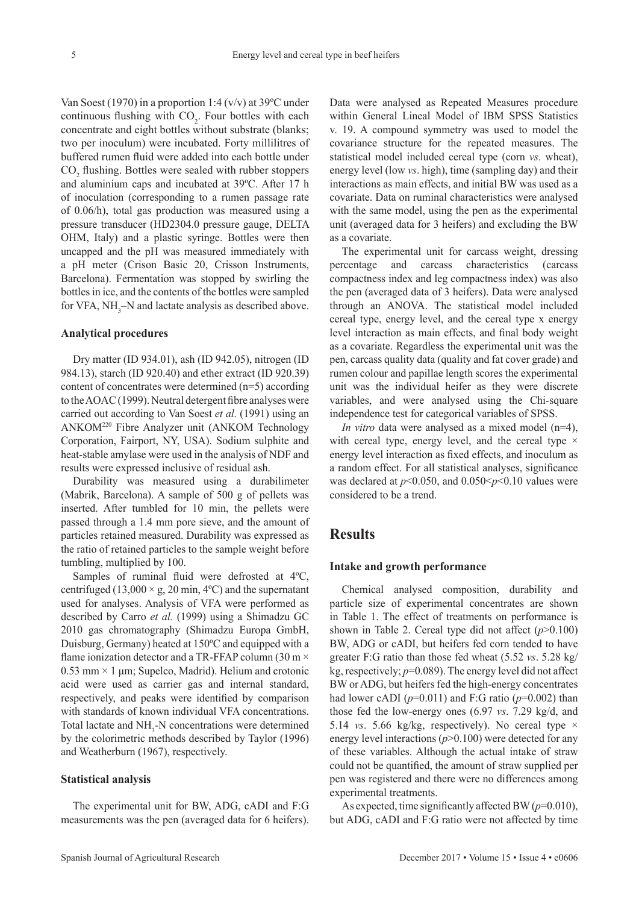Van Soest (1970) in a proportion 1:4 (v/v) at 39ºC under continuous flushing with $CO_2$. Four bottles with each concentrate and eight bottles without substrate (blanks; two per inoculum) were incubated. Forty millilitres of buffered rumen fluid were added into each bottle under $CO_2$ flushing. Bottles were sealed with rubber stoppers and aluminium caps and incubated at 39ºC. After 17 h of inoculation (corresponding to a rumen passage rate of 0.06/h), total gas production was measured using a pressure transducer (HD2304.0 pressure gauge, DELTA OHM, Italy) and a plastic syringe. Bottles were then uncapped and the pH was measured immediately with a pH meter (Crison Basic 20, Crisson Instruments, Barcelona). Fermentation was stopped by swirling the bottles in ice, and the contents of the bottles were sampled for VFA, $NH_3$–N and lactate analysis as described above.

### Analytical procedures

Dry matter (ID 934.01), ash (ID 942.05), nitrogen (ID 984.13), starch (ID 920.40) and ether extract (ID 920.39) content of concentrates were determined (n=5) according to the AOAC (1999). Neutral detergent fibre analyses were carried out according to Van Soest *et al.* (1991) using an ANKOM[220] Fibre Analyzer unit (ANKOM Technology Corporation, Fairport, NY, USA). Sodium sulphite and heat-stable amylase were used in the analysis of NDF and results were expressed inclusive of residual ash.

Durability was measured using a durabilimeter (Mabrik, Barcelona). A sample of 500 g of pellets was inserted. After tumbled for 10 min, the pellets were passed through a 1.4 mm pore sieve, and the amount of particles retained measured. Durability was expressed as the ratio of retained particles to the sample weight before tumbling, multiplied by 100.

Samples of ruminal fluid were defrosted at 4ºC, centrifuged (13,000 × g, 20 min, 4ºC) and the supernatant used for analyses. Analysis of VFA were performed as described by Carro *et al.* (1999) using a Shimadzu GC 2010 gas chromatography (Shimadzu Europa GmbH, Duisburg, Germany) heated at 150ºC and equipped with a flame ionization detector and a TR-FFAP column (30 m × 0.53 mm × 1 µm; Supelco, Madrid). Helium and crotonic acid were used as carrier gas and internal standard, respectively, and peaks were identified by comparison with standards of known individual VFA concentrations. Total lactate and $NH_3$-N concentrations were determined by the colorimetric methods described by Taylor (1996) and Weatherburn (1967), respectively.

### Statistical analysis

The experimental unit for BW, ADG, cADI and F:G measurements was the pen (averaged data for 6 heifers). Data were analysed as Repeated Measures procedure within General Lineal Model of IBM SPSS Statistics v. 19. A compound symmetry was used to model the covariance structure for the repeated measures. The statistical model included cereal type (corn *vs.* wheat), energy level (low *vs*. high), time (sampling day) and their interactions as main effects, and initial BW was used as a covariate. Data on ruminal characteristics were analysed with the same model, using the pen as the experimental unit (averaged data for 3 heifers) and excluding the BW as a covariate.

The experimental unit for carcass weight, dressing percentage and carcass characteristics (carcass compactness index and leg compactness index) was also the pen (averaged data of 3 heifers). Data were analysed through an ANOVA. The statistical model included cereal type, energy level, and the cereal type x energy level interaction as main effects, and final body weight as a covariate. Regardless the experimental unit was the pen, carcass quality data (quality and fat cover grade) and rumen colour and papillae length scores the experimental unit was the individual heifer as they were discrete variables, and were analysed using the Chi-square independence test for categorical variables of SPSS.

*In vitro* data were analysed as a mixed model (n=4), with cereal type, energy level, and the cereal type × energy level interaction as fixed effects, and inoculum as a random effect. For all statistical analyses, significance was declared at $p$<0.050, and 0.050<$p$<0.10 values were considered to be a trend.

## Results

### Intake and growth performance

Chemical analysed composition, durability and particle size of experimental concentrates are shown in Table 1. The effect of treatments on performance is shown in Table 2. Cereal type did not affect ($p$>0.100) BW, ADG or cADI, but heifers fed corn tended to have greater F:G ratio than those fed wheat (5.52 *vs*. 5.28 kg/kg, respectively; $p$=0.089). The energy level did not affect BW or ADG, but heifers fed the high-energy concentrates had lower cADI ($p$=0.011) and F:G ratio ($p$=0.002) than those fed the low-energy ones (6.97 *vs*. 7.29 kg/d, and 5.14 *vs*. 5.66 kg/kg, respectively). No cereal type × energy level interactions ($p$>0.100) were detected for any of these variables. Although the actual intake of straw could not be quantified, the amount of straw supplied per pen was registered and there were no differences among experimental treatments.

As expected, time significantly affected BW ($p$=0.010), but ADG, cADI and F:G ratio were not affected by time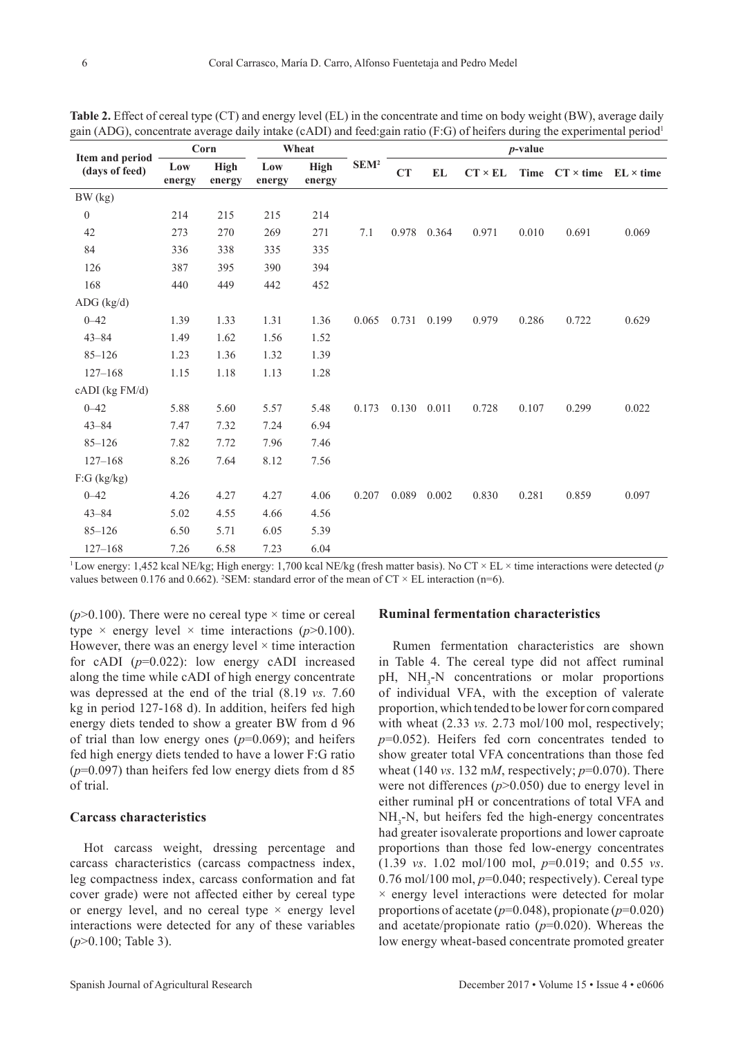**Table 2.** Effect of cereal type (CT) and energy level (EL) in the concentrate and time on body weight (BW), average daily gain (ADG), concentrate average daily intake (cADI) and feed:gain ratio (F:G) of heifers during the experimental period[1]

| Item and period (days of feed) | Corn | | Wheat | | SEM[2] | *p*-value | | | | | |
|---|---|---|---|---|---|---|---|---|---|---|---|
| | Low energy | High energy | Low energy | High energy | | CT | EL | CT × EL | Time | CT × time | EL × time |
| BW (kg) | | | | | | | | | | | |
| 0 | 214 | 215 | 215 | 214 | | | | | | | |
| 42 | 273 | 270 | 269 | 271 | 7.1 | 0.978 | 0.364 | 0.971 | 0.010 | 0.691 | 0.069 |
| 84 | 336 | 338 | 335 | 335 | | | | | | | |
| 126 | 387 | 395 | 390 | 394 | | | | | | | |
| 168 | 440 | 449 | 442 | 452 | | | | | | | |
| ADG (kg/d) | | | | | | | | | | | |
| 0–42 | 1.39 | 1.33 | 1.31 | 1.36 | 0.065 | 0.731 | 0.199 | 0.979 | 0.286 | 0.722 | 0.629 |
| 43–84 | 1.49 | 1.62 | 1.56 | 1.52 | | | | | | | |
| 85–126 | 1.23 | 1.36 | 1.32 | 1.39 | | | | | | | |
| 127–168 | 1.15 | 1.18 | 1.13 | 1.28 | | | | | | | |
| cADI (kg FM/d) | | | | | | | | | | | |
| 0–42 | 5.88 | 5.60 | 5.57 | 5.48 | 0.173 | 0.130 | 0.011 | 0.728 | 0.107 | 0.299 | 0.022 |
| 43–84 | 7.47 | 7.32 | 7.24 | 6.94 | | | | | | | |
| 85–126 | 7.82 | 7.72 | 7.96 | 7.46 | | | | | | | |
| 127–168 | 8.26 | 7.64 | 8.12 | 7.56 | | | | | | | |
| F:G (kg/kg) | | | | | | | | | | | |
| 0–42 | 4.26 | 4.27 | 4.27 | 4.06 | 0.207 | 0.089 | 0.002 | 0.830 | 0.281 | 0.859 | 0.097 |
| 43–84 | 5.02 | 4.55 | 4.66 | 4.56 | | | | | | | |
| 85–126 | 6.50 | 5.71 | 6.05 | 5.39 | | | | | | | |
| 127–168 | 7.26 | 6.58 | 7.23 | 6.04 | | | | | | | |

[1] Low energy: 1,452 kcal NE/kg; High energy: 1,700 kcal NE/kg (fresh matter basis). No CT × EL × time interactions were detected (*p* values between 0.176 and 0.662). [2] SEM: standard error of the mean of CT × EL interaction (n=6).

($p$>0.100). There were no cereal type × time or cereal type × energy level × time interactions ($p$>0.100). However, there was an energy level × time interaction for cADI ($p$=0.022): low energy cADI increased along the time while cADI of high energy concentrate was depressed at the end of the trial (8.19 *vs.* 7.60 kg in period 127-168 d). In addition, heifers fed high energy diets tended to show a greater BW from d 96 of trial than low energy ones ($p$=0.069); and heifers fed high energy diets tended to have a lower F:G ratio ($p$=0.097) than heifers fed low energy diets from d 85 of trial.

### Carcass characteristics

Hot carcass weight, dressing percentage and carcass characteristics (carcass compactness index, leg compactness index, carcass conformation and fat cover grade) were not affected either by cereal type or energy level, and no cereal type × energy level interactions were detected for any of these variables ($p$>0.100; Table 3).

### Ruminal fermentation characteristics

Rumen fermentation characteristics are shown in Table 4. The cereal type did not affect ruminal pH, $NH_3$-N concentrations or molar proportions of individual VFA, with the exception of valerate proportion, which tended to be lower for corn compared with wheat (2.33 *vs.* 2.73 mol/100 mol, respectively; $p$=0.052). Heifers fed corn concentrates tended to show greater total VFA concentrations than those fed wheat (140 *vs*. 132 m*M*, respectively; $p$=0.070). There were not differences ($p$>0.050) due to energy level in either ruminal pH or concentrations of total VFA and $NH_3$-N, but heifers fed the high-energy concentrates had greater isovalerate proportions and lower caproate proportions than those fed low-energy concentrates (1.39 *vs*. 1.02 mol/100 mol, $p$=0.019; and 0.55 *vs*. 0.76 mol/100 mol, $p$=0.040; respectively). Cereal type × energy level interactions were detected for molar proportions of acetate ($p$=0.048), propionate ($p$=0.020) and acetate/propionate ratio ($p$=0.020). Whereas the low energy wheat-based concentrate promoted greater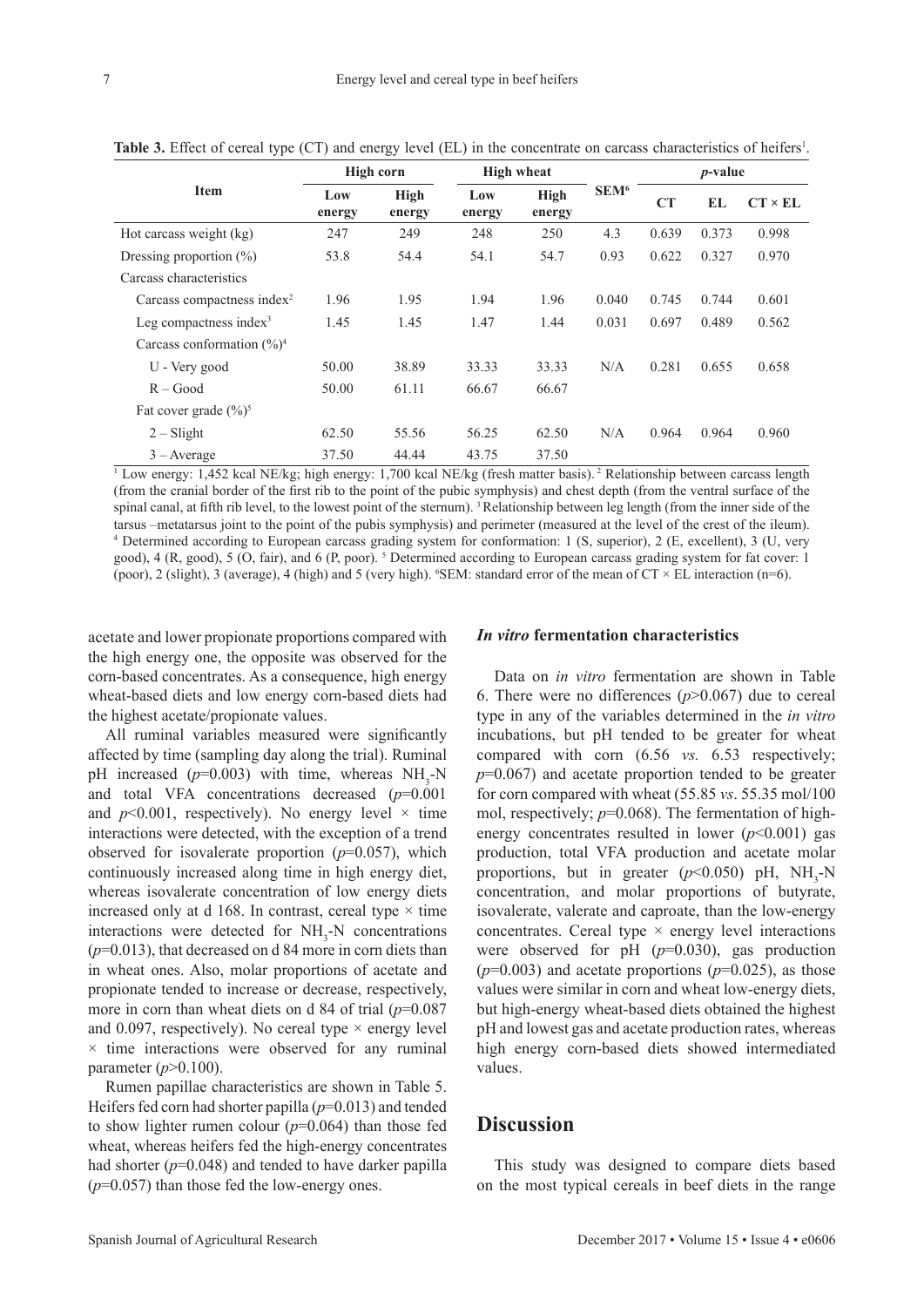**Table 3.** Effect of cereal type (CT) and energy level (EL) in the concentrate on carcass characteristics of heifers[1].

| Item | High corn | | High wheat | | SEM[6] | *p*-value | | |
|---|---|---|---|---|---|---|---|---|
| | Low energy | High energy | Low energy | High energy | | CT | EL | CT × EL |
| Hot carcass weight (kg) | 247 | 249 | 248 | 250 | 4.3 | 0.639 | 0.373 | 0.998 |
| Dressing proportion (%) | 53.8 | 54.4 | 54.1 | 54.7 | 0.93 | 0.622 | 0.327 | 0.970 |
| Carcass characteristics | | | | | | | | |
| Carcass compactness index[2] | 1.96 | 1.95 | 1.94 | 1.96 | 0.040 | 0.745 | 0.744 | 0.601 |
| Leg compactness index[3] | 1.45 | 1.45 | 1.47 | 1.44 | 0.031 | 0.697 | 0.489 | 0.562 |
| Carcass conformation (%)[4] | | | | | | | | |
| U - Very good | 50.00 | 38.89 | 33.33 | 33.33 | N/A | 0.281 | 0.655 | 0.658 |
| R – Good | 50.00 | 61.11 | 66.67 | 66.67 | | | | |
| Fat cover grade (%)[5] | | | | | | | | |
| 2 – Slight | 62.50 | 55.56 | 56.25 | 62.50 | N/A | 0.964 | 0.964 | 0.960 |
| 3 – Average | 37.50 | 44.44 | 43.75 | 37.50 | | | | |

[1] Low energy: 1,452 kcal NE/kg; high energy: 1,700 kcal NE/kg (fresh matter basis). [2] Relationship between carcass length (from the cranial border of the first rib to the point of the pubic symphysis) and chest depth (from the ventral surface of the spinal canal, at fifth rib level, to the lowest point of the sternum). [3] Relationship between leg length (from the inner side of the tarsus –metatarsus joint to the point of the pubis symphysis) and perimeter (measured at the level of the crest of the ileum). [4] Determined according to European carcass grading system for conformation: 1 (S, superior), 2 (E, excellent), 3 (U, very good), 4 (R, good), 5 (O, fair), and 6 (P, poor). [5] Determined according to European carcass grading system for fat cover: 1 (poor), 2 (slight), 3 (average), 4 (high) and 5 (very high). [6]SEM: standard error of the mean of CT × EL interaction (n=6).

acetate and lower propionate proportions compared with the high energy one, the opposite was observed for the corn-based concentrates. As a consequence, high energy wheat-based diets and low energy corn-based diets had the highest acetate/propionate values.

All ruminal variables measured were significantly affected by time (sampling day along the trial). Ruminal pH increased ($p$=0.003) with time, whereas $NH_3$-N and total VFA concentrations decreased ($p$=0.001 and $p$<0.001, respectively). No energy level × time interactions were detected, with the exception of a trend observed for isovalerate proportion ($p$=0.057), which continuously increased along time in high energy diet, whereas isovalerate concentration of low energy diets increased only at d 168. In contrast, cereal type × time interactions were detected for $NH_3$-N concentrations ($p$=0.013), that decreased on d 84 more in corn diets than in wheat ones. Also, molar proportions of acetate and propionate tended to increase or decrease, respectively, more in corn than wheat diets on d 84 of trial ($p$=0.087 and 0.097, respectively). No cereal type × energy level × time interactions were observed for any ruminal parameter ($p$>0.100).

Rumen papillae characteristics are shown in Table 5. Heifers fed corn had shorter papilla ($p$=0.013) and tended to show lighter rumen colour ($p$=0.064) than those fed wheat, whereas heifers fed the high-energy concentrates had shorter ($p$=0.048) and tended to have darker papilla ($p$=0.057) than those fed the low-energy ones.

### *In vitro* fermentation characteristics

Data on *in vitro* fermentation are shown in Table 6. There were no differences ($p$>0.067) due to cereal type in any of the variables determined in the *in vitro* incubations, but pH tended to be greater for wheat compared with corn (6.56 *vs.* 6.53 respectively; $p$=0.067) and acetate proportion tended to be greater for corn compared with wheat (55.85 *vs*. 55.35 mol/100 mol, respectively; $p$=0.068). The fermentation of high-energy concentrates resulted in lower ($p$<0.001) gas production, total VFA production and acetate molar proportions, but in greater ($p$<0.050) pH, $NH_3$-N concentration, and molar proportions of butyrate, isovalerate, valerate and caproate, than the low-energy concentrates. Cereal type × energy level interactions were observed for pH ($p$=0.030), gas production ($p$=0.003) and acetate proportions ($p$=0.025), as those values were similar in corn and wheat low-energy diets, but high-energy wheat-based diets obtained the highest pH and lowest gas and acetate production rates, whereas high energy corn-based diets showed intermediated values.

## Discussion

This study was designed to compare diets based on the most typical cereals in beef diets in the range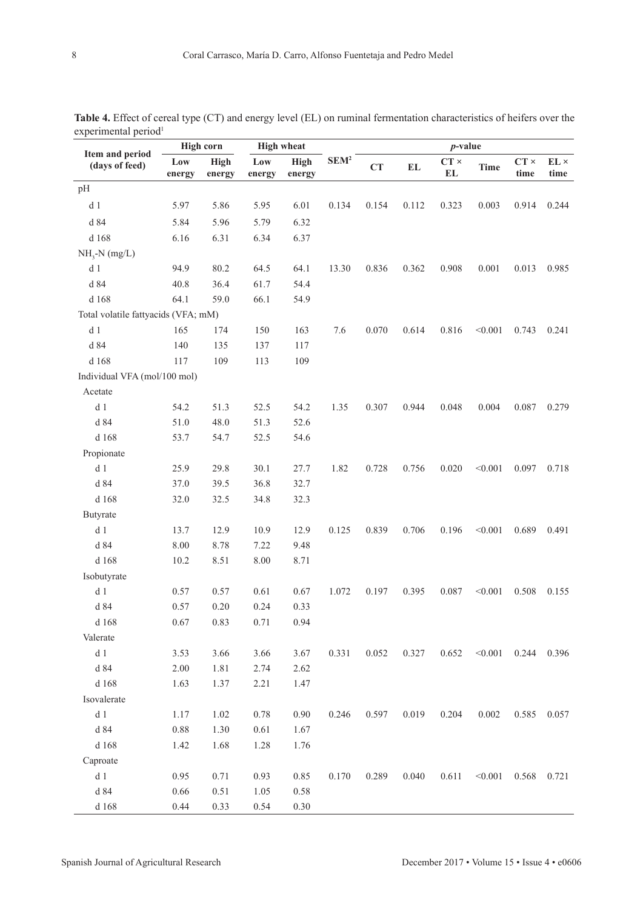**Table 4.** Effect of cereal type (CT) and energy level (EL) on ruminal fermentation characteristics of heifers over the experimental period[1]

| Item and period (days of feed) | High corn | | High wheat | | SEM[2] | *p*-value | | | | | |
|---|---|---|---|---|---|---|---|---|---|---|---|
| | Low energy | High energy | Low energy | High energy | | CT | EL | CT × EL | Time | CT × time | EL × time |
| pH | | | | | | | | | | | |
| d 1 | 5.97 | 5.86 | 5.95 | 6.01 | 0.134 | 0.154 | 0.112 | 0.323 | 0.003 | 0.914 | 0.244 |
| d 84 | 5.84 | 5.96 | 5.79 | 6.32 | | | | | | | |
| d 168 | 6.16 | 6.31 | 6.34 | 6.37 | | | | | | | |
| $NH_3$-N (mg/L) | | | | | | | | | | | |
| d 1 | 94.9 | 80.2 | 64.5 | 64.1 | 13.30 | 0.836 | 0.362 | 0.908 | 0.001 | 0.013 | 0.985 |
| d 84 | 40.8 | 36.4 | 61.7 | 54.4 | | | | | | | |
| d 168 | 64.1 | 59.0 | 66.1 | 54.9 | | | | | | | |
| Total volatile fattyacids (VFA; mM) | | | | | | | | | | | |
| d 1 | 165 | 174 | 150 | 163 | 7.6 | 0.070 | 0.614 | 0.816 | <0.001 | 0.743 | 0.241 |
| d 84 | 140 | 135 | 137 | 117 | | | | | | | |
| d 168 | 117 | 109 | 113 | 109 | | | | | | | |
| Individual VFA (mol/100 mol) | | | | | | | | | | | |
| Acetate | | | | | | | | | | | |
| d 1 | 54.2 | 51.3 | 52.5 | 54.2 | 1.35 | 0.307 | 0.944 | 0.048 | 0.004 | 0.087 | 0.279 |
| d 84 | 51.0 | 48.0 | 51.3 | 52.6 | | | | | | | |
| d 168 | 53.7 | 54.7 | 52.5 | 54.6 | | | | | | | |
| Propionate | | | | | | | | | | | |
| d 1 | 25.9 | 29.8 | 30.1 | 27.7 | 1.82 | 0.728 | 0.756 | 0.020 | <0.001 | 0.097 | 0.718 |
| d 84 | 37.0 | 39.5 | 36.8 | 32.7 | | | | | | | |
| d 168 | 32.0 | 32.5 | 34.8 | 32.3 | | | | | | | |
| Butyrate | | | | | | | | | | | |
| d 1 | 13.7 | 12.9 | 10.9 | 12.9 | 0.125 | 0.839 | 0.706 | 0.196 | <0.001 | 0.689 | 0.491 |
| d 84 | 8.00 | 8.78 | 7.22 | 9.48 | | | | | | | |
| d 168 | 10.2 | 8.51 | 8.00 | 8.71 | | | | | | | |
| Isobutyrate | | | | | | | | | | | |
| d 1 | 0.57 | 0.57 | 0.61 | 0.67 | 1.072 | 0.197 | 0.395 | 0.087 | <0.001 | 0.508 | 0.155 |
| d 84 | 0.57 | 0.20 | 0.24 | 0.33 | | | | | | | |
| d 168 | 0.67 | 0.83 | 0.71 | 0.94 | | | | | | | |
| Valerate | | | | | | | | | | | |
| d 1 | 3.53 | 3.66 | 3.66 | 3.67 | 0.331 | 0.052 | 0.327 | 0.652 | <0.001 | 0.244 | 0.396 |
| d 84 | 2.00 | 1.81 | 2.74 | 2.62 | | | | | | | |
| d 168 | 1.63 | 1.37 | 2.21 | 1.47 | | | | | | | |
| Isovalerate | | | | | | | | | | | |
| d 1 | 1.17 | 1.02 | 0.78 | 0.90 | 0.246 | 0.597 | 0.019 | 0.204 | 0.002 | 0.585 | 0.057 |
| d 84 | 0.88 | 1.30 | 0.61 | 1.67 | | | | | | | |
| d 168 | 1.42 | 1.68 | 1.28 | 1.76 | | | | | | | |
| Caproate | | | | | | | | | | | |
| d 1 | 0.95 | 0.71 | 0.93 | 0.85 | 0.170 | 0.289 | 0.040 | 0.611 | <0.001 | 0.568 | 0.721 |
| d 84 | 0.66 | 0.51 | 1.05 | 0.58 | | | | | | | |
| d 168 | 0.44 | 0.33 | 0.54 | 0.30 | | | | | | | |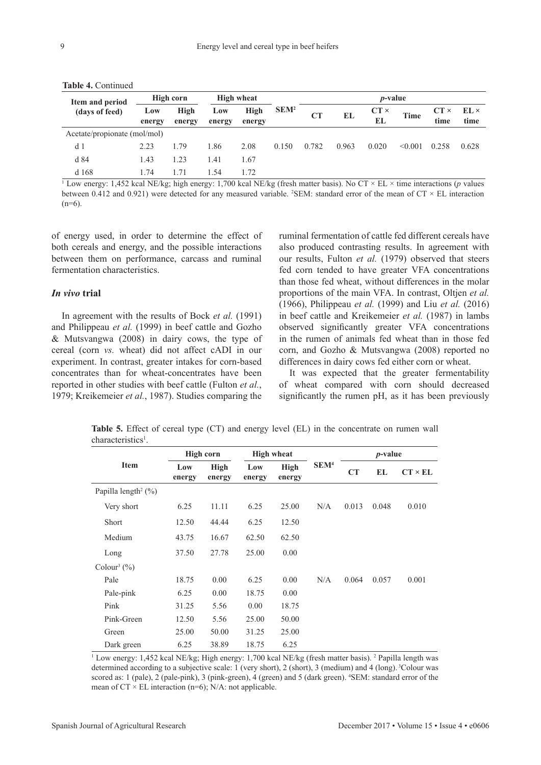**Table 4.** Continued

| Item and period (days of feed) | High corn | | High wheat | | SEM[2] | *p*-value | | | | | |
|---|---|---|---|---|---|---|---|---|---|---|---|
| | Low energy | High energy | Low energy | High energy | | CT | EL | CT × EL | Time | CT × time | EL × time |
| Acetate/propionate (mol/mol) | | | | | | | | | | | |
| d 1 | 2.23 | 1.79 | 1.86 | 2.08 | 0.150 | 0.782 | 0.963 | 0.020 | <0.001 | 0.258 | 0.628 |
| d 84 | 1.43 | 1.23 | 1.41 | 1.67 | | | | | | | |
| d 168 | 1.74 | 1.71 | 1.54 | 1.72 | | | | | | | |

[1] Low energy: 1,452 kcal NE/kg; high energy: 1,700 kcal NE/kg (fresh matter basis). No CT × EL × time interactions (*p* values between 0.412 and 0.921) were detected for any measured variable. [2]SEM: standard error of the mean of CT × EL interaction (n=6).

of energy used, in order to determine the effect of both cereals and energy, and the possible interactions between them on performance, carcass and ruminal fermentation characteristics.

### *In vivo* trial

In agreement with the results of Bock *et al.* (1991) and Philippeau *et al.* (1999) in beef cattle and Gozho & Mutsvangwa (2008) in dairy cows, the type of cereal (corn *vs.* wheat) did not affect cADI in our experiment. In contrast, greater intakes for corn-based concentrates than for wheat-concentrates have been reported in other studies with beef cattle (Fulton *et al.*, 1979; Kreikemeier *et al.*, 1987). Studies comparing the ruminal fermentation of cattle fed different cereals have also produced contrasting results. In agreement with our results, Fulton *et al.* (1979) observed that steers fed corn tended to have greater VFA concentrations than those fed wheat, without differences in the molar proportions of the main VFA. In contrast, Oltjen *et al.* (1966), Philippeau *et al.* (1999) and Liu *et al.* (2016) in beef cattle and Kreikemeier *et al.* (1987) in lambs observed significantly greater VFA concentrations in the rumen of animals fed wheat than in those fed corn, and Gozho & Mutsvangwa (2008) reported no differences in dairy cows fed either corn or wheat.

It was expected that the greater fermentability of wheat compared with corn should decreased significantly the rumen pH, as it has been previously

**Table 5.** Effect of cereal type (CT) and energy level (EL) in the concentrate on rumen wall characteristics[1].

| Item | High corn | | High wheat | | SEM[4] | *p*-value | | |
|---|---|---|---|---|---|---|---|---|
| | Low energy | High energy | Low energy | High energy | | CT | EL | CT × EL |
| Papilla length[2] (%) | | | | | | | | |
| Very short | 6.25 | 11.11 | 6.25 | 25.00 | N/A | 0.013 | 0.048 | 0.010 |
| Short | 12.50 | 44.44 | 6.25 | 12.50 | | | | |
| Medium | 43.75 | 16.67 | 62.50 | 62.50 | | | | |
| Long | 37.50 | 27.78 | 25.00 | 0.00 | | | | |
| Colour[3] (%) | | | | | | | | |
| Pale | 18.75 | 0.00 | 6.25 | 0.00 | N/A | 0.064 | 0.057 | 0.001 |
| Pale-pink | 6.25 | 0.00 | 18.75 | 0.00 | | | | |
| Pink | 31.25 | 5.56 | 0.00 | 18.75 | | | | |
| Pink-Green | 12.50 | 5.56 | 25.00 | 50.00 | | | | |
| Green | 25.00 | 50.00 | 31.25 | 25.00 | | | | |
| Dark green | 6.25 | 38.89 | 18.75 | 6.25 | | | | |

[1] Low energy: 1,452 kcal NE/kg; High energy: 1,700 kcal NE/kg (fresh matter basis). [2] Papilla length was determined according to a subjective scale: 1 (very short), 2 (short), 3 (medium) and 4 (long). [3]Colour was scored as: 1 (pale), 2 (pale-pink), 3 (pink-green), 4 (green) and 5 (dark green). [4]SEM: standard error of the mean of CT × EL interaction (n=6); N/A: not applicable.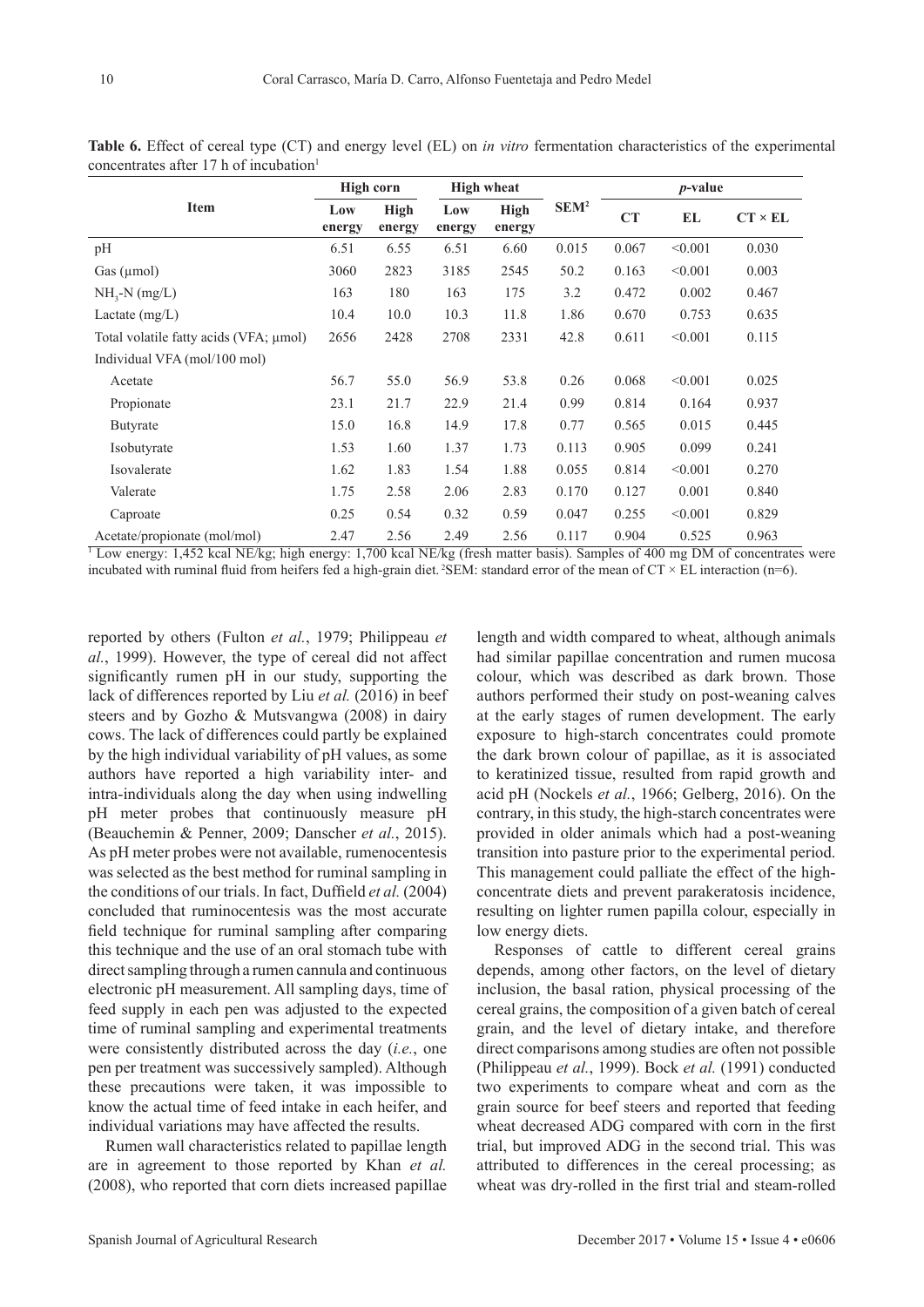**Table 6.** Effect of cereal type (CT) and energy level (EL) on *in vitro* fermentation characteristics of the experimental concentrates after 17 h of incubation[1]

| Item | High corn | | High wheat | | SEM[2] | *p*-value | | |
|---|---|---|---|---|---|---|---|---|
| | Low energy | High energy | Low energy | High energy | | CT | EL | CT × EL |
| pH | 6.51 | 6.55 | 6.51 | 6.60 | 0.015 | 0.067 | <0.001 | 0.030 |
| Gas (µmol) | 3060 | 2823 | 3185 | 2545 | 50.2 | 0.163 | <0.001 | 0.003 |
| $NH_3$-N (mg/L) | 163 | 180 | 163 | 175 | 3.2 | 0.472 | 0.002 | 0.467 |
| Lactate (mg/L) | 10.4 | 10.0 | 10.3 | 11.8 | 1.86 | 0.670 | 0.753 | 0.635 |
| Total volatile fatty acids (VFA; µmol) | 2656 | 2428 | 2708 | 2331 | 42.8 | 0.611 | <0.001 | 0.115 |
| Individual VFA (mol/100 mol) | | | | | | | | |
| Acetate | 56.7 | 55.0 | 56.9 | 53.8 | 0.26 | 0.068 | <0.001 | 0.025 |
| Propionate | 23.1 | 21.7 | 22.9 | 21.4 | 0.99 | 0.814 | 0.164 | 0.937 |
| Butyrate | 15.0 | 16.8 | 14.9 | 17.8 | 0.77 | 0.565 | 0.015 | 0.445 |
| Isobutyrate | 1.53 | 1.60 | 1.37 | 1.73 | 0.113 | 0.905 | 0.099 | 0.241 |
| Isovalerate | 1.62 | 1.83 | 1.54 | 1.88 | 0.055 | 0.814 | <0.001 | 0.270 |
| Valerate | 1.75 | 2.58 | 2.06 | 2.83 | 0.170 | 0.127 | 0.001 | 0.840 |
| Caproate | 0.25 | 0.54 | 0.32 | 0.59 | 0.047 | 0.255 | <0.001 | 0.829 |
| Acetate/propionate (mol/mol) | 2.47 | 2.56 | 2.49 | 2.56 | 0.117 | 0.904 | 0.525 | 0.963 |

[1] Low energy: 1,452 kcal NE/kg; high energy: 1,700 kcal NE/kg (fresh matter basis). Samples of 400 mg DM of concentrates were incubated with ruminal fluid from heifers fed a high-grain diet. [2]SEM: standard error of the mean of CT × EL interaction (n=6).

reported by others (Fulton *et al.*, 1979; Philippeau *et al.*, 1999). However, the type of cereal did not affect significantly rumen pH in our study, supporting the lack of differences reported by Liu *et al.* (2016) in beef steers and by Gozho & Mutsvangwa (2008) in dairy cows. The lack of differences could partly be explained by the high individual variability of pH values, as some authors have reported a high variability inter- and intra-individuals along the day when using indwelling pH meter probes that continuously measure pH (Beauchemin & Penner, 2009; Danscher *et al.*, 2015). As pH meter probes were not available, rumenocentesis was selected as the best method for ruminal sampling in the conditions of our trials. In fact, Duffield *et al.* (2004) concluded that ruminocentesis was the most accurate field technique for ruminal sampling after comparing this technique and the use of an oral stomach tube with direct sampling through a rumen cannula and continuous electronic pH measurement. All sampling days, time of feed supply in each pen was adjusted to the expected time of ruminal sampling and experimental treatments were consistently distributed across the day (*i.e.*, one pen per treatment was successively sampled). Although these precautions were taken, it was impossible to know the actual time of feed intake in each heifer, and individual variations may have affected the results.

Rumen wall characteristics related to papillae length are in agreement to those reported by Khan *et al.* (2008), who reported that corn diets increased papillae length and width compared to wheat, although animals had similar papillae concentration and rumen mucosa colour, which was described as dark brown. Those authors performed their study on post-weaning calves at the early stages of rumen development. The early exposure to high-starch concentrates could promote the dark brown colour of papillae, as it is associated to keratinized tissue, resulted from rapid growth and acid pH (Nockels *et al.*, 1966; Gelberg, 2016). On the contrary, in this study, the high-starch concentrates were provided in older animals which had a post-weaning transition into pasture prior to the experimental period. This management could palliate the effect of the high-concentrate diets and prevent parakeratosis incidence, resulting on lighter rumen papilla colour, especially in low energy diets.

Responses of cattle to different cereal grains depends, among other factors, on the level of dietary inclusion, the basal ration, physical processing of the cereal grains, the composition of a given batch of cereal grain, and the level of dietary intake, and therefore direct comparisons among studies are often not possible (Philippeau *et al.*, 1999). Bock *et al.* (1991) conducted two experiments to compare wheat and corn as the grain source for beef steers and reported that feeding wheat decreased ADG compared with corn in the first trial, but improved ADG in the second trial. This was attributed to differences in the cereal processing; as wheat was dry-rolled in the first trial and steam-rolled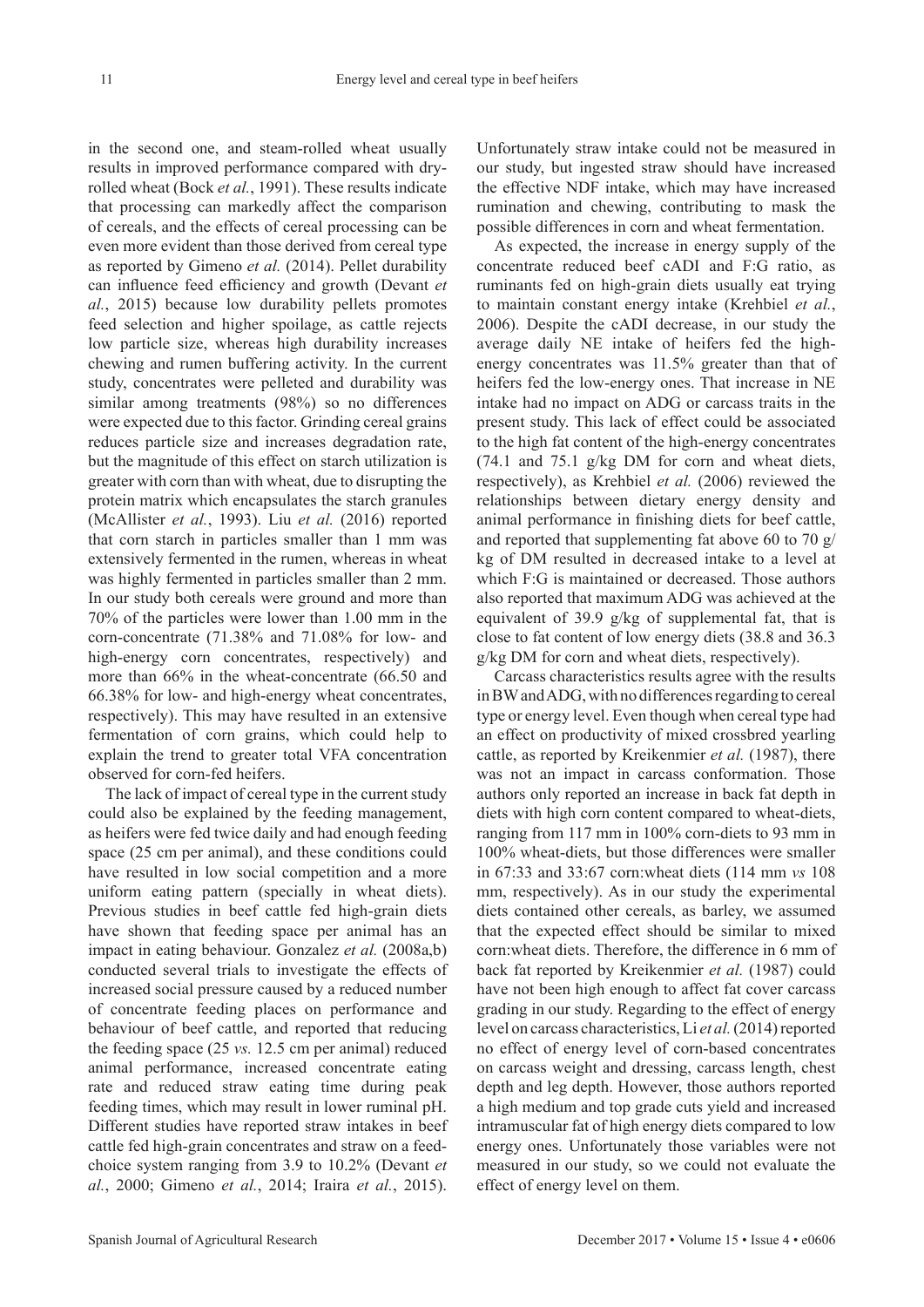in the second one, and steam-rolled wheat usually results in improved performance compared with dry-rolled wheat (Bock *et al.*, 1991). These results indicate that processing can markedly affect the comparison of cereals, and the effects of cereal processing can be even more evident than those derived from cereal type as reported by Gimeno *et al.* (2014). Pellet durability can influence feed efficiency and growth (Devant *et al.*, 2015) because low durability pellets promotes feed selection and higher spoilage, as cattle rejects low particle size, whereas high durability increases chewing and rumen buffering activity. In the current study, concentrates were pelleted and durability was similar among treatments (98%) so no differences were expected due to this factor. Grinding cereal grains reduces particle size and increases degradation rate, but the magnitude of this effect on starch utilization is greater with corn than with wheat, due to disrupting the protein matrix which encapsulates the starch granules (McAllister *et al.*, 1993). Liu *et al.* (2016) reported that corn starch in particles smaller than 1 mm was extensively fermented in the rumen, whereas in wheat was highly fermented in particles smaller than 2 mm. In our study both cereals were ground and more than 70% of the particles were lower than 1.00 mm in the corn-concentrate (71.38% and 71.08% for low- and high-energy corn concentrates, respectively) and more than 66% in the wheat-concentrate (66.50 and 66.38% for low- and high-energy wheat concentrates, respectively). This may have resulted in an extensive fermentation of corn grains, which could help to explain the trend to greater total VFA concentration observed for corn-fed heifers.

The lack of impact of cereal type in the current study could also be explained by the feeding management, as heifers were fed twice daily and had enough feeding space (25 cm per animal), and these conditions could have resulted in low social competition and a more uniform eating pattern (specially in wheat diets). Previous studies in beef cattle fed high-grain diets have shown that feeding space per animal has an impact in eating behaviour. Gonzalez *et al.* (2008a,b) conducted several trials to investigate the effects of increased social pressure caused by a reduced number of concentrate feeding places on performance and behaviour of beef cattle, and reported that reducing the feeding space (25 *vs.* 12.5 cm per animal) reduced animal performance, increased concentrate eating rate and reduced straw eating time during peak feeding times, which may result in lower ruminal pH. Different studies have reported straw intakes in beef cattle fed high-grain concentrates and straw on a feed-choice system ranging from 3.9 to 10.2% (Devant *et al.*, 2000; Gimeno *et al.*, 2014; Iraira *et al.*, 2015). Unfortunately straw intake could not be measured in our study, but ingested straw should have increased the effective NDF intake, which may have increased rumination and chewing, contributing to mask the possible differences in corn and wheat fermentation.

As expected, the increase in energy supply of the concentrate reduced beef cADI and F:G ratio, as ruminants fed on high-grain diets usually eat trying to maintain constant energy intake (Krehbiel *et al.*, 2006). Despite the cADI decrease, in our study the average daily NE intake of heifers fed the high-energy concentrates was 11.5% greater than that of heifers fed the low-energy ones. That increase in NE intake had no impact on ADG or carcass traits in the present study. This lack of effect could be associated to the high fat content of the high-energy concentrates (74.1 and 75.1 g/kg DM for corn and wheat diets, respectively), as Krehbiel *et al.* (2006) reviewed the relationships between dietary energy density and animal performance in finishing diets for beef cattle, and reported that supplementing fat above 60 to 70 g/kg of DM resulted in decreased intake to a level at which F:G is maintained or decreased. Those authors also reported that maximum ADG was achieved at the equivalent of 39.9 g/kg of supplemental fat, that is close to fat content of low energy diets (38.8 and 36.3 g/kg DM for corn and wheat diets, respectively).

Carcass characteristics results agree with the results in BW and ADG, with no differences regarding to cereal type or energy level. Even though when cereal type had an effect on productivity of mixed crossbred yearling cattle, as reported by Kreikenmier *et al.* (1987), there was not an impact in carcass conformation. Those authors only reported an increase in back fat depth in diets with high corn content compared to wheat-diets, ranging from 117 mm in 100% corn-diets to 93 mm in 100% wheat-diets, but those differences were smaller in 67:33 and 33:67 corn:wheat diets (114 mm *vs* 108 mm, respectively). As in our study the experimental diets contained other cereals, as barley, we assumed that the expected effect should be similar to mixed corn:wheat diets. Therefore, the difference in 6 mm of back fat reported by Kreikenmier *et al.* (1987) could have not been high enough to affect fat cover carcass grading in our study. Regarding to the effect of energy level on carcass characteristics, Li *et al.* (2014) reported no effect of energy level of corn-based concentrates on carcass weight and dressing, carcass length, chest depth and leg depth. However, those authors reported a high medium and top grade cuts yield and increased intramuscular fat of high energy diets compared to low energy ones. Unfortunately those variables were not measured in our study, so we could not evaluate the effect of energy level on them.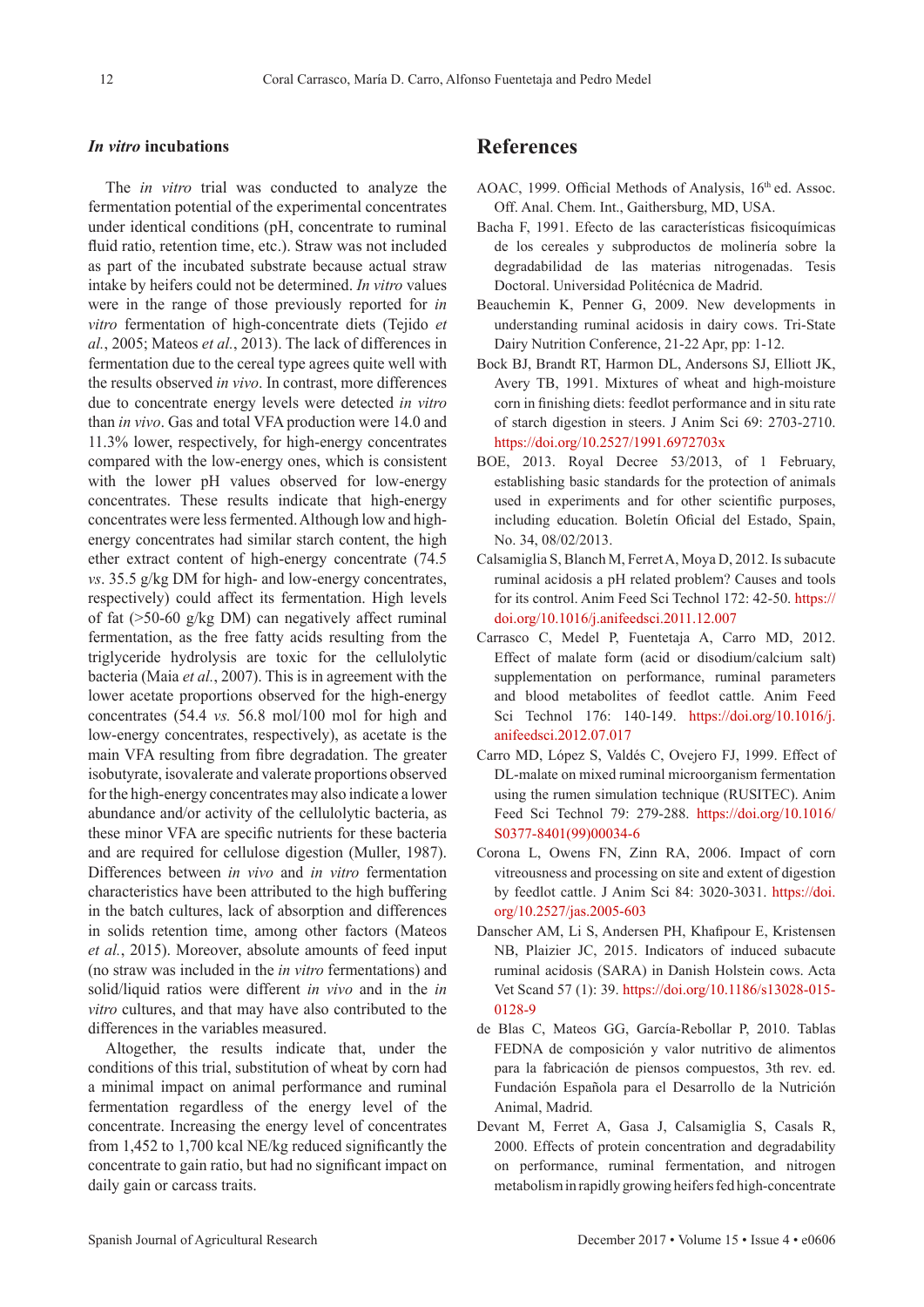### *In vitro* incubations

The *in vitro* trial was conducted to analyze the fermentation potential of the experimental concentrates under identical conditions (pH, concentrate to ruminal fluid ratio, retention time, etc.). Straw was not included as part of the incubated substrate because actual straw intake by heifers could not be determined. *In vitro* values were in the range of those previously reported for *in vitro* fermentation of high-concentrate diets (Tejido *et al.*, 2005; Mateos *et al.*, 2013). The lack of differences in fermentation due to the cereal type agrees quite well with the results observed *in vivo*. In contrast, more differences due to concentrate energy levels were detected *in vitro* than *in vivo*. Gas and total VFA production were 14.0 and 11.3% lower, respectively, for high-energy concentrates compared with the low-energy ones, which is consistent with the lower pH values observed for low-energy concentrates. These results indicate that high-energy concentrates were less fermented. Although low and high-energy concentrates had similar starch content, the high ether extract content of high-energy concentrate (74.5 *vs*. 35.5 g/kg DM for high- and low-energy concentrates, respectively) could affect its fermentation. High levels of fat (>50-60 g/kg DM) can negatively affect ruminal fermentation, as the free fatty acids resulting from the triglyceride hydrolysis are toxic for the cellulolytic bacteria (Maia *et al.*, 2007). This is in agreement with the lower acetate proportions observed for the high-energy concentrates (54.4 *vs.* 56.8 mol/100 mol for high and low-energy concentrates, respectively), as acetate is the main VFA resulting from fibre degradation. The greater isobutyrate, isovalerate and valerate proportions observed for the high-energy concentrates may also indicate a lower abundance and/or activity of the cellulolytic bacteria, as these minor VFA are specific nutrients for these bacteria and are required for cellulose digestion (Muller, 1987). Differences between *in vivo* and *in vitro* fermentation characteristics have been attributed to the high buffering in the batch cultures, lack of absorption and differences in solids retention time, among other factors (Mateos *et al.*, 2015). Moreover, absolute amounts of feed input (no straw was included in the *in vitro* fermentations) and solid/liquid ratios were different *in vivo* and in the *in vitro* cultures, and that may have also contributed to the differences in the variables measured.

Altogether, the results indicate that, under the conditions of this trial, substitution of wheat by corn had a minimal impact on animal performance and ruminal fermentation regardless of the energy level of the concentrate. Increasing the energy level of concentrates from 1,452 to 1,700 kcal NE/kg reduced significantly the concentrate to gain ratio, but had no significant impact on daily gain or carcass traits.

## References

AOAC, 1999. Official Methods of Analysis, 16th ed. Assoc. Off. Anal. Chem. Int., Gaithersburg, MD, USA.

Bacha F, 1991. Efecto de las características fisicoquímicas de los cereales y subproductos de molinería sobre la degradabilidad de las materias nitrogenadas. Tesis Doctoral. Universidad Politécnica de Madrid.

Beauchemin K, Penner G, 2009. New developments in understanding ruminal acidosis in dairy cows. Tri-State Dairy Nutrition Conference, 21-22 Apr, pp: 1-12.

Bock BJ, Brandt RT, Harmon DL, Andersons SJ, Elliott JK, Avery TB, 1991. Mixtures of wheat and high-moisture corn in finishing diets: feedlot performance and in situ rate of starch digestion in steers. J Anim Sci 69: 2703-2710. https://doi.org/10.2527/1991.6972703x

BOE, 2013. Royal Decree 53/2013, of 1 February, establishing basic standards for the protection of animals used in experiments and for other scientific purposes, including education. Boletín Oficial del Estado, Spain, No. 34, 08/02/2013.

Calsamiglia S, Blanch M, Ferret A, Moya D, 2012. Is subacute ruminal acidosis a pH related problem? Causes and tools for its control. Anim Feed Sci Technol 172: 42-50. https://doi.org/10.1016/j.anifeedsci.2011.12.007

Carrasco C, Medel P, Fuentetaja A, Carro MD, 2012. Effect of malate form (acid or disodium/calcium salt) supplementation on performance, ruminal parameters and blood metabolites of feedlot cattle. Anim Feed Sci Technol 176: 140-149. https://doi.org/10.1016/j.anifeedsci.2012.07.017

Carro MD, López S, Valdés C, Ovejero FJ, 1999. Effect of DL-malate on mixed ruminal microorganism fermentation using the rumen simulation technique (RUSITEC). Anim Feed Sci Technol 79: 279-288. https://doi.org/10.1016/S0377-8401(99)00034-6

Corona L, Owens FN, Zinn RA, 2006. Impact of corn vitreousness and processing on site and extent of digestion by feedlot cattle. J Anim Sci 84: 3020-3031. https://doi.org/10.2527/jas.2005-603

Danscher AM, Li S, Andersen PH, Khafipour E, Kristensen NB, Plaizier JC, 2015. Indicators of induced subacute ruminal acidosis (SARA) in Danish Holstein cows. Acta Vet Scand 57 (1): 39. https://doi.org/10.1186/s13028-015-0128-9

de Blas C, Mateos GG, García-Rebollar P, 2010. Tablas FEDNA de composición y valor nutritivo de alimentos para la fabricación de piensos compuestos, 3th rev. ed. Fundación Española para el Desarrollo de la Nutrición Animal, Madrid.

Devant M, Ferret A, Gasa J, Calsamiglia S, Casals R, 2000. Effects of protein concentration and degradability on performance, ruminal fermentation, and nitrogen metabolism in rapidly growing heifers fed high-concentrate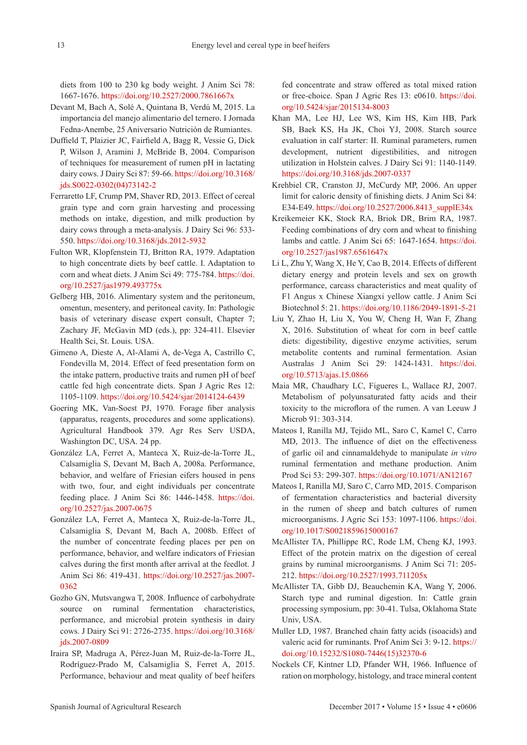diets from 100 to 230 kg body weight. J Anim Sci 78: 1667-1676. https://doi.org/10.2527/2000.7861667x

Devant M, Bach A, Solé A, Quintana B, Verdú M, 2015. La importancia del manejo alimentario del ternero. I Jornada Fedna-Anembe, 25 Aniversario Nutrición de Rumiantes.

Duffield T, Plaizier JC, Fairfield A, Bagg R, Vessie G, Dick P, Wilson J, Aramini J, McBride B, 2004. Comparison of techniques for measurement of rumen pH in lactating dairy cows. J Dairy Sci 87: 59-66. https://doi.org/10.3168/jds.S0022-0302(04)73142-2

Ferraretto LF, Crump PM, Shaver RD, 2013. Effect of cereal grain type and corn grain harvesting and processing methods on intake, digestion, and milk production by dairy cows through a meta-analysis. J Dairy Sci 96: 533-550. https://doi.org/10.3168/jds.2012-5932

Fulton WR, Klopfenstein TJ, Britton RA, 1979. Adaptation to high concentrate diets by beef cattle. I. Adaptation to corn and wheat diets. J Anim Sci 49: 775-784. https://doi.org/10.2527/jas1979.493775x

Gelberg HB, 2016. Alimentary system and the peritoneum, omentun, mesentery, and peritoneal cavity. In: Pathologic basis of veterinary disease expert consult, Chapter 7; Zachary JF, McGavin MD (eds.), pp: 324-411. Elsevier Health Sci, St. Louis. USA.

Gimeno A, Dieste A, Al-Alami A, de-Vega A, Castrillo C, Fondevilla M, 2014. Effect of feed presentation form on the intake pattern, productive traits and rumen pH of beef cattle fed high concentrate diets. Span J Agric Res 12: 1105-1109. https://doi.org/10.5424/sjar/2014124-6439

Goering MK, Van-Soest PJ, 1970. Forage fiber analysis (apparatus, reagents, procedures and some applications). Agricultural Handbook 379. Agr Res Serv USDA, Washington DC, USA. 24 pp.

González LA, Ferret A, Manteca X, Ruiz-de-la-Torre JL, Calsamiglia S, Devant M, Bach A, 2008a. Performance, behavior, and welfare of Friesian eifers housed in pens with two, four, and eight individuals per concentrate feeding place. J Anim Sci 86: 1446-1458. https://doi.org/10.2527/jas.2007-0675

González LA, Ferret A, Manteca X, Ruiz-de-la-Torre JL, Calsamiglia S, Devant M, Bach A, 2008b. Effect of the number of concentrate feeding places per pen on performance, behavior, and welfare indicators of Friesian calves during the first month after arrival at the feedlot. J Anim Sci 86: 419-431. https://doi.org/10.2527/jas.2007-0362

Gozho GN, Mutsvangwa T, 2008. Influence of carbohydrate source on ruminal fermentation characteristics, performance, and microbial protein synthesis in dairy cows. J Dairy Sci 91: 2726-2735. https://doi.org/10.3168/jds.2007-0809

Iraira SP, Madruga A, Pérez-Juan M, Ruiz-de-la-Torre JL, Rodríguez-Prado M, Calsamiglia S, Ferret A, 2015. Performance, behaviour and meat quality of beef heifers fed concentrate and straw offered as total mixed ration or free-choice. Span J Agric Res 13: e0610. https://doi.org/10.5424/sjar/2015134-8003

Khan MA, Lee HJ, Lee WS, Kim HS, Kim HB, Park SB, Baek KS, Ha JK, Choi YJ, 2008. Starch source evaluation in calf starter: II. Ruminal parameters, rumen development, nutrient digestibilities, and nitrogen utilization in Holstein calves. J Dairy Sci 91: 1140-1149. https://doi.org/10.3168/jds.2007-0337

Krehbiel CR, Cranston JJ, McCurdy MP, 2006. An upper limit for caloric density of finishing diets. J Anim Sci 84: E34-E49. https://doi.org/10.2527/2006.8413_supplE34x

Kreikemeier KK, Stock RA, Briok DR, Brim RA, 1987. Feeding combinations of dry corn and wheat to finishing lambs and cattle. J Anim Sci 65: 1647-1654. https://doi.org/10.2527/jas1987.6561647x

Li L, Zhu Y, Wang X, He Y, Cao B, 2014. Effects of different dietary energy and protein levels and sex on growth performance, carcass characteristics and meat quality of F1 Angus x Chinese Xiangxi yellow cattle. J Anim Sci Biotechnol 5: 21. https://doi.org/10.1186/2049-1891-5-21

Liu Y, Zhao H, Liu X, You W, Cheng H, Wan F, Zhang X, 2016. Substitution of wheat for corn in beef cattle diets: digestibility, digestive enzyme activities, serum metabolite contents and ruminal fermentation. Asian Australas J Anim Sci 29: 1424-1431. https://doi.org/10.5713/ajas.15.0866

Maia MR, Chaudhary LC, Figueres L, Wallace RJ, 2007. Metabolism of polyunsaturated fatty acids and their toxicity to the microflora of the rumen. A van Leeuw J Microb 91: 303-314.

Mateos I, Ranilla MJ, Tejido ML, Saro C, Kamel C, Carro MD, 2013. The influence of diet on the effectiveness of garlic oil and cinnamaldehyde to manipulate *in vitro* ruminal fermentation and methane production. Anim Prod Sci 53: 299-307. https://doi.org/10.1071/AN12167

Mateos I, Ranilla MJ, Saro C, Carro MD, 2015. Comparison of fermentation characteristics and bacterial diversity in the rumen of sheep and batch cultures of rumen microorganisms. J Agric Sci 153: 1097-1106. https://doi.org/10.1017/S0021859615000167

McAllister TA, Phillippe RC, Rode LM, Cheng KJ, 1993. Effect of the protein matrix on the digestion of cereal grains by ruminal microorganisms. J Anim Sci 71: 205-212. https://doi.org/10.2527/1993.711205x

McAllister TA, Gibb DJ, Beauchemin KA, Wang Y, 2006. Starch type and ruminal digestion. In: Cattle grain processing symposium, pp: 30-41. Tulsa, Oklahoma State Univ, USA.

Muller LD, 1987. Branched chain fatty acids (isoacids) and valeric acid for ruminants. Prof Anim Sci 3: 9-12. https://doi.org/10.15232/S1080-7446(15)32370-6

Nockels CF, Kintner LD, Pfander WH, 1966. Influence of ration on morphology, histology, and trace mineral content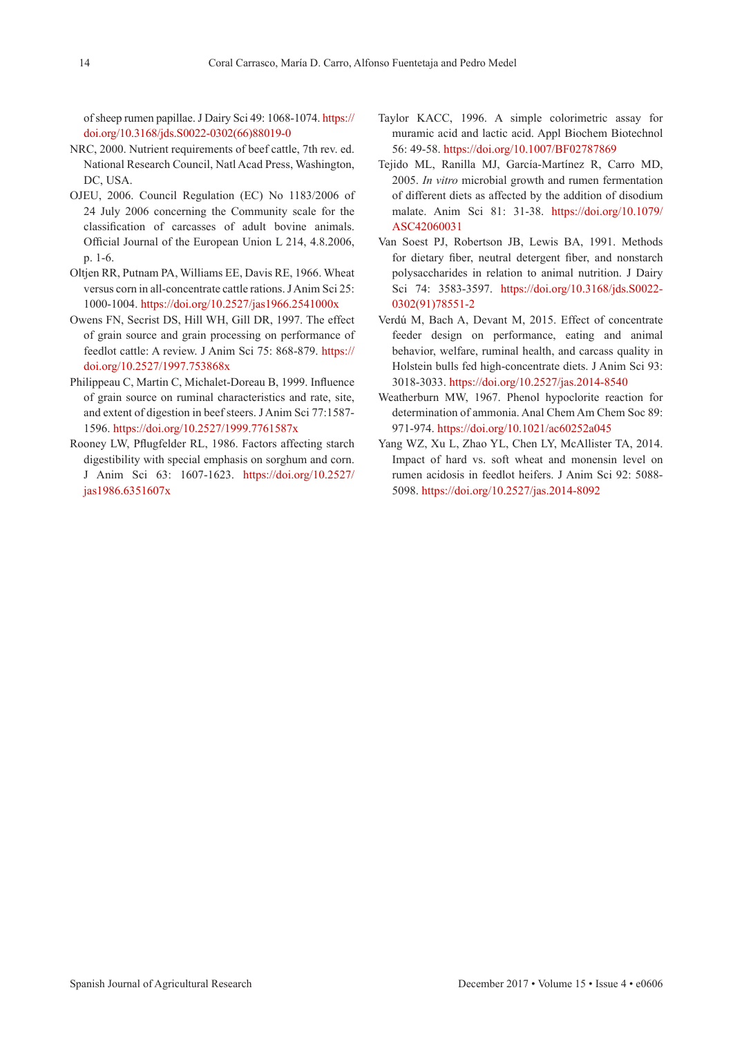of sheep rumen papillae. J Dairy Sci 49: 1068-1074. https://doi.org/10.3168/jds.S0022-0302(66)88019-0

NRC, 2000. Nutrient requirements of beef cattle, 7th rev. ed. National Research Council, Natl Acad Press, Washington, DC, USA.

OJEU, 2006. Council Regulation (EC) No 1183/2006 of 24 July 2006 concerning the Community scale for the classification of carcasses of adult bovine animals. Official Journal of the European Union L 214, 4.8.2006, p. 1-6.

Oltjen RR, Putnam PA, Williams EE, Davis RE, 1966. Wheat versus corn in all-concentrate cattle rations. J Anim Sci 25: 1000-1004. https://doi.org/10.2527/jas1966.2541000x

Owens FN, Secrist DS, Hill WH, Gill DR, 1997. The effect of grain source and grain processing on performance of feedlot cattle: A review. J Anim Sci 75: 868-879. https://doi.org/10.2527/1997.753868x

Philippeau C, Martin C, Michalet-Doreau B, 1999. Influence of grain source on ruminal characteristics and rate, site, and extent of digestion in beef steers. J Anim Sci 77:1587-1596. https://doi.org/10.2527/1999.7761587x

Rooney LW, Pflugfelder RL, 1986. Factors affecting starch digestibility with special emphasis on sorghum and corn. J Anim Sci 63: 1607-1623. https://doi.org/10.2527/jas1986.6351607x

Taylor KACC, 1996. A simple colorimetric assay for muramic acid and lactic acid. Appl Biochem Biotechnol 56: 49-58. https://doi.org/10.1007/BF02787869

Tejido ML, Ranilla MJ, García-Martínez R, Carro MD, 2005. *In vitro* microbial growth and rumen fermentation of different diets as affected by the addition of disodium malate. Anim Sci 81: 31-38. https://doi.org/10.1079/ASC42060031

Van Soest PJ, Robertson JB, Lewis BA, 1991. Methods for dietary fiber, neutral detergent fiber, and nonstarch polysaccharides in relation to animal nutrition. J Dairy Sci 74: 3583-3597. https://doi.org/10.3168/jds.S0022-0302(91)78551-2

Verdú M, Bach A, Devant M, 2015. Effect of concentrate feeder design on performance, eating and animal behavior, welfare, ruminal health, and carcass quality in Holstein bulls fed high-concentrate diets. J Anim Sci 93: 3018-3033. https://doi.org/10.2527/jas.2014-8540

Weatherburn MW, 1967. Phenol hypoclorite reaction for determination of ammonia. Anal Chem Am Chem Soc 89: 971-974. https://doi.org/10.1021/ac60252a045

Yang WZ, Xu L, Zhao YL, Chen LY, McAllister TA, 2014. Impact of hard vs. soft wheat and monensin level on rumen acidosis in feedlot heifers. J Anim Sci 92: 5088-5098. https://doi.org/10.2527/jas.2014-8092